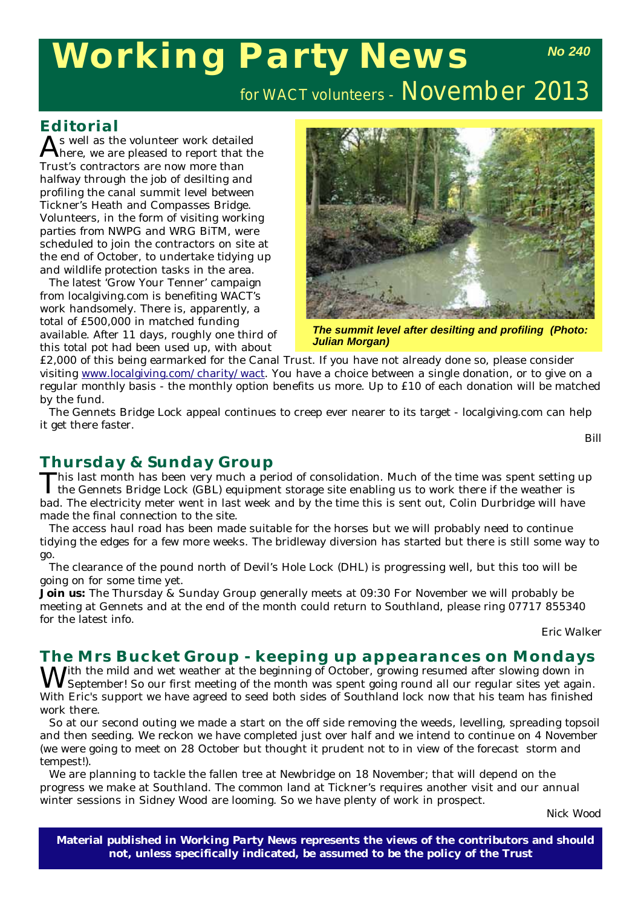# Working Party News

**No 240**

for WACT volunteers - November 2013

## Editorial

As well as the volunteer work detailed here, we are pleased to report that the Trust's contractors are now more than halfway through the job of desilting and profiling the canal summit level between Tickner's Heath and Compasses Bridge. Volunteers, in the form of visiting working parties from NWPG and WRG BiTM, were scheduled to join the contractors on site at the end of October, to undertake tidying up and wildlife protection tasks in the area.

The latest 'Grow Your Tenner' campaign from localgiving.com is benefiting WACT's work handsomely. There is, apparently, a total of £500,000 in matched funding available. After 11 days, roughly one third of this total pot had been used up, with about £2,000 of this being earmarked for the Canal Trust. If you have not already done so, please consider visiting [www.localgiving.com/charity/wact](http://www.localgiving.com/charity/wact). You have a choice between a single donation, or to give on a regular monthly basis - the monthly option benefits us more. Up to £10 of each donation will be matched by the fund.

***The summit level after desilting and profiling (Photo: Julian Morgan)***

The Gennets Bridge Lock appeal continues to creep ever nearer to its target - localgiving.com can help it get there faster.

*Bill*

## Thursday & Sunday Group

This last month has been very much a period of consolidation. Much of the time was spent setting up the Gennets Bridge Lock (GBL) equipment storage site enabling us to work there if the weather is bad. The electricity meter went in last week and by the time this is sent out, Colin Durbridge will have made the final connection to the site.

The access haul road has been made suitable for the horses but we will probably need to continue tidying the edges for a few more weeks. The bridleway diversion has started but there is still some way to go.

The clearance of the pound north of Devil's Hole Lock (DHL) is progressing well, but this too will be going on for some time yet.

**Join us:** The Thursday & Sunday Group generally meets at 09:30 For November we will probably be meeting at Gennets and at the end of the month could return to Southland, please ring 07717 855340 for the latest info.

*Eric Walker*

## The Mrs Bucket Group - keeping up appearances on Mondays

With the mild and wet weather at the beginning of October, growing resumed after slowing down in September! So our first meeting of the month was spent going round all our regular sites yet again. With Eric's support we have agreed to seed both sides of Southland lock now that his team has finished work there.

So at our second outing we made a start on the off side removing the weeds, levelling, spreading topsoil and then seeding. We reckon we have completed just over half and we intend to continue on 4 November (we were going to meet on 28 October but thought it prudent not to in view of the forecast storm and tempest!).

We are planning to tackle the fallen tree at Newbridge on 18 November; that will depend on the progress we make at Southland. The common land at Tickner's requires another visit and our annual winter sessions in Sidney Wood are looming. So we have plenty of work in prospect.

*Nick Wood*

**Material published in Working Party News represents the views of the contributors and should not, unless specifically indicated, be assumed to be the policy of the Trust**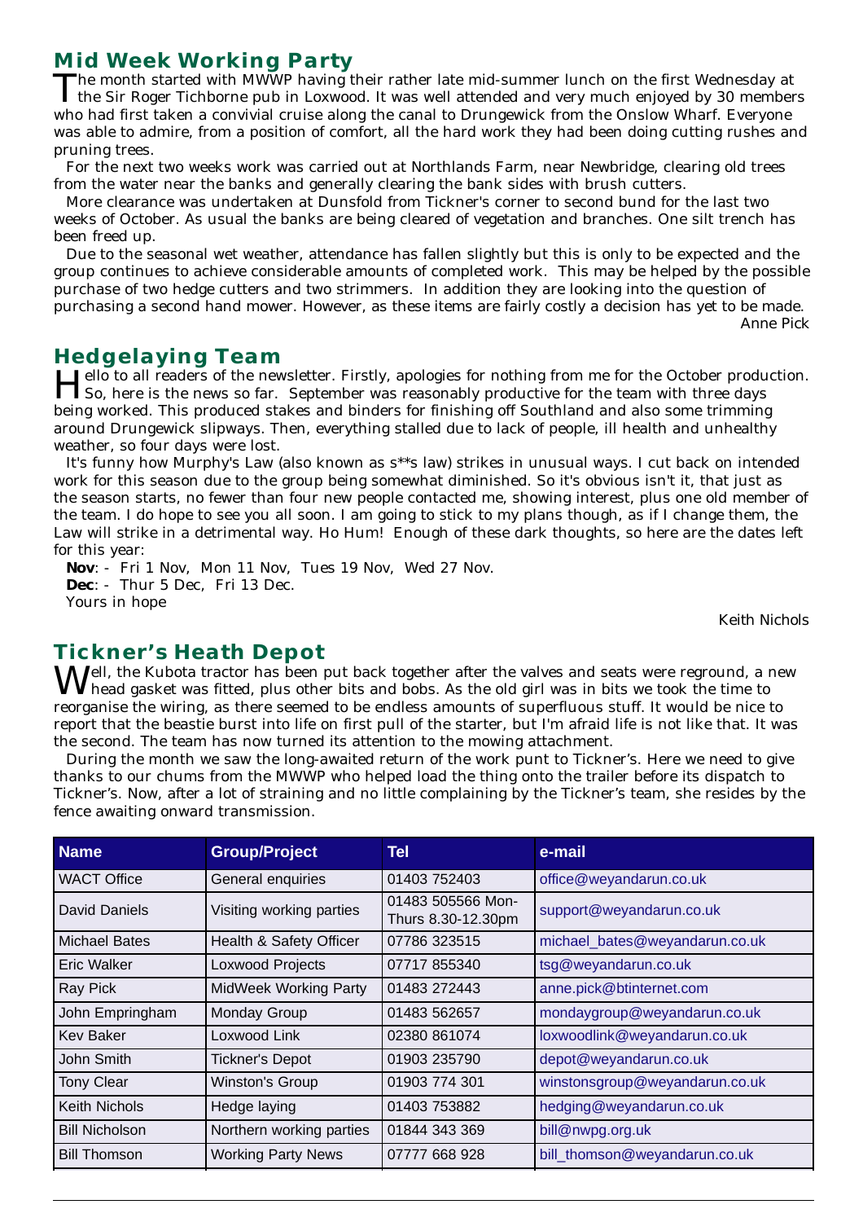## Mid Week Working Party

The month started with MWWP having their rather late mid-summer lunch on the first Wednesday at the Sir Roger Tichborne pub in Loxwood. It was well attended and very much enjoyed by 30 members who had first taken a convivial cruise along the canal to Drungewick from the Onslow Wharf. Everyone was able to admire, from a position of comfort, all the hard work they had been doing cutting rushes and pruning trees.

For the next two weeks work was carried out at Northlands Farm, near Newbridge, clearing old trees from the water near the banks and generally clearing the bank sides with brush cutters.

More clearance was undertaken at Dunsfold from Tickner's corner to second bund for the last two weeks of October. As usual the banks are being cleared of vegetation and branches. One silt trench has been freed up.

Due to the seasonal wet weather, attendance has fallen slightly but this is only to be expected and the group continues to achieve considerable amounts of completed work. This may be helped by the possible purchase of two hedge cutters and two strimmers. In addition they are looking into the question of purchasing a second hand mower. However, as these items are fairly costly a decision has yet to be made.

Anne Pick

## Hedgelaying Team

Hello to all readers of the newsletter. Firstly, apologies for nothing from me for the October production. So, here is the news so far. September was reasonably productive for the team with three days being worked. This produced stakes and binders for finishing off Southland and also some trimming around Drungewick slipways. Then, everything stalled due to lack of people, ill health and unhealthy weather, so four days were lost.

It's funny how Murphy's Law (also known as s**s law) strikes in unusual ways. I cut back on intended work for this season due to the group being somewhat diminished. So it's obvious isn't it, that just as the season starts, no fewer than four new people contacted me, showing interest, plus one old member of the team. I do hope to see you all soon. I am going to stick to my plans though, as if I change them, the Law will strike in a detrimental way. Ho Hum! Enough of these dark thoughts, so here are the dates left for this year:

**Nov**: - Fri 1 Nov, Mon 11 Nov, Tues 19 Nov, Wed 27 Nov.
**Dec**: - Thur 5 Dec, Fri 13 Dec.
Yours in hope

Keith Nichols

## Tickner's Heath Depot

Well, the Kubota tractor has been put back together after the valves and seats were reground, a new head gasket was fitted, plus other bits and bobs. As the old girl was in bits we took the time to reorganise the wiring, as there seemed to be endless amounts of superfluous stuff. It would be nice to report that the beastie burst into life on first pull of the starter, but I'm afraid life is not like that. It was the second. The team has now turned its attention to the mowing attachment.

During the month we saw the long-awaited return of the work punt to Tickner's. Here we need to give thanks to our chums from the MWWP who helped load the thing onto the trailer before its dispatch to Tickner's. Now, after a lot of straining and no little complaining by the Tickner's team, she resides by the fence awaiting onward transmission.

| Name | Group/Project | Tel | e-mail |
|---|---|---|---|
| WACT Office | General enquiries | 01403 752403 | office@weyandarun.co.uk |
| David Daniels | Visiting working parties | 01483 505566 Mon-Thurs 8.30-12.30pm | support@weyandarun.co.uk |
| Michael Bates | Health & Safety Officer | 07786 323515 | michael_bates@weyandarun.co.uk |
| Eric Walker | Loxwood Projects | 07717 855340 | tsg@weyandarun.co.uk |
| Ray Pick | MidWeek Working Party | 01483 272443 | anne.pick@btinternet.com |
| John Empringham | Monday Group | 01483 562657 | mondaygroup@weyandarun.co.uk |
| Kev Baker | Loxwood Link | 02380 861074 | loxwoodlink@weyandarun.co.uk |
| John Smith | Tickner's Depot | 01903 235790 | depot@weyandarun.co.uk |
| Tony Clear | Winston's Group | 01903 774 301 | winstonsgroup@weyandarun.co.uk |
| Keith Nichols | Hedge laying | 01403 753882 | hedging@weyandarun.co.uk |
| Bill Nicholson | Northern working parties | 01844 343 369 | bill@nwpg.org.uk |
| Bill Thomson | Working Party News | 07777 668 928 | bill_thomson@weyandarun.co.uk |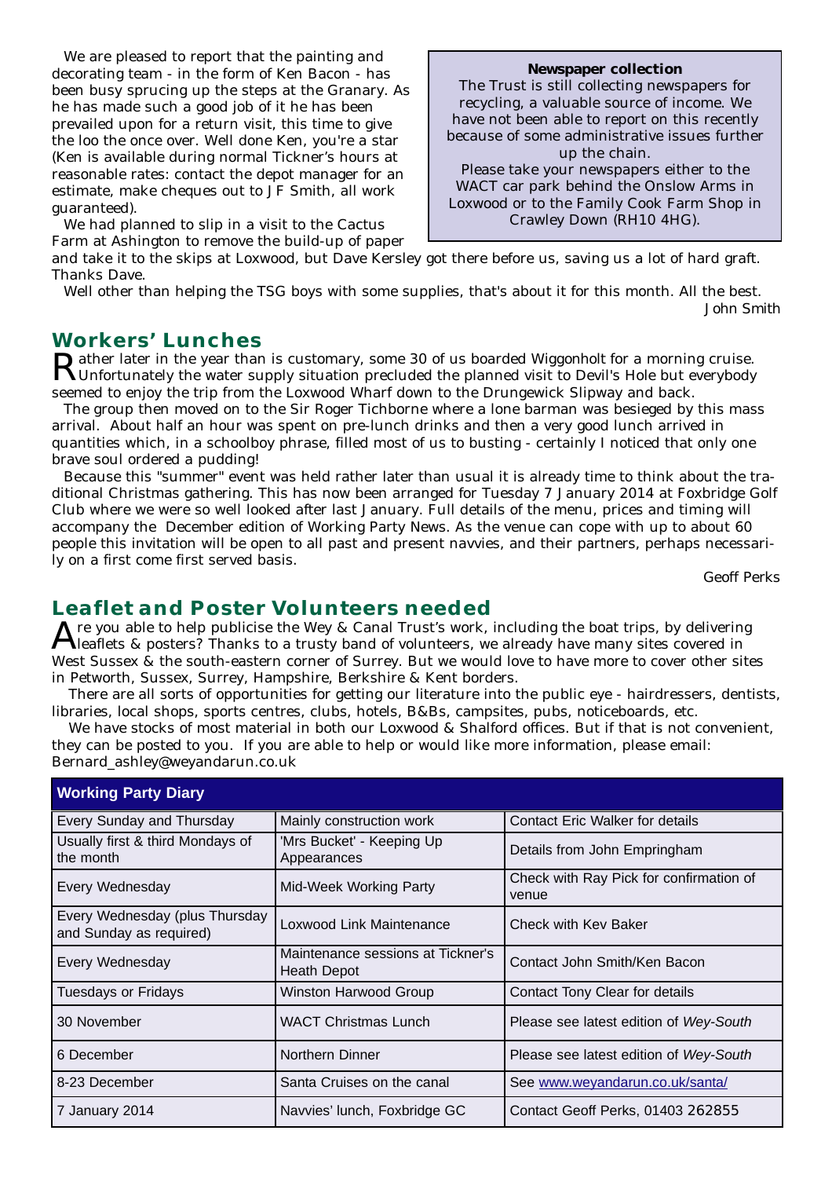We are pleased to report that the painting and decorating team - in the form of Ken Bacon - has been busy sprucing up the steps at the Granary. As he has made such a good job of it he has been prevailed upon for a return visit, this time to give the loo the once over. Well done Ken, you're a star (Ken is available during normal Tickner's hours at reasonable rates: contact the depot manager for an estimate, make cheques out to J F Smith, all work guaranteed).

We had planned to slip in a visit to the Cactus Farm at Ashington to remove the build-up of paper and take it to the skips at Loxwood, but Dave Kersley got there before us, saving us a lot of hard graft. Thanks Dave.

Well other than helping the TSG boys with some supplies, that's about it for this month. All the best.

John Smith

**Newspaper collection**

The Trust is still collecting newspapers for recycling, a valuable source of income. We have not been able to report on this recently because of some administrative issues further up the chain.

Please take your newspapers either to the WACT car park behind the Onslow Arms in Loxwood or to the Family Cook Farm Shop in Crawley Down (RH10 4HG).

## Workers' Lunches

Rather later in the year than is customary, some 30 of us boarded Wiggonholt for a morning cruise. Unfortunately the water supply situation precluded the planned visit to Devil's Hole but everybody seemed to enjoy the trip from the Loxwood Wharf down to the Drungewick Slipway and back.

The group then moved on to the Sir Roger Tichborne where a lone barman was besieged by this mass arrival. About half an hour was spent on pre-lunch drinks and then a very good lunch arrived in quantities which, in a schoolboy phrase, filled most of us to busting - certainly I noticed that only one brave soul ordered a pudding!

Because this "summer" event was held rather later than usual it is already time to think about the traditional Christmas gathering. This has now been arranged for Tuesday 7 January 2014 at Foxbridge Golf Club where we were so well looked after last January. Full details of the menu, prices and timing will accompany the December edition of Working Party News. As the venue can cope with up to about 60 people this invitation will be open to all past and present navvies, and their partners, perhaps necessarily on a first come first served basis.

Geoff Perks

## Leaflet and Poster Volunteers needed

Are you able to help publicise the Wey & Canal Trust's work, including the boat trips, by delivering leaflets & posters? Thanks to a trusty band of volunteers, we already have many sites covered in West Sussex & the south-eastern corner of Surrey. But we would love to have more to cover other sites in Petworth, Sussex, Surrey, Hampshire, Berkshire & Kent borders.

There are all sorts of opportunities for getting our literature into the public eye - hairdressers, dentists, libraries, local shops, sports centres, clubs, hotels, B&Bs, campsites, pubs, noticeboards, etc.

We have stocks of most material in both our Loxwood & Shalford offices. But if that is not convenient, they can be posted to you. If you are able to help or would like more information, please email: Bernard_ashley@weyandarun.co.uk

**Working Party Diary**

| | | |
|---|---|---|
| Every Sunday and Thursday | Mainly construction work | Contact Eric Walker for details |
| Usually first & third Mondays of the month | 'Mrs Bucket' - Keeping Up Appearances | Details from John Empringham |
| Every Wednesday | Mid-Week Working Party | Check with Ray Pick for confirmation of venue |
| Every Wednesday (plus Thursday and Sunday as required) | Loxwood Link Maintenance | Check with Kev Baker |
| Every Wednesday | Maintenance sessions at Tickner's Heath Depot | Contact John Smith/Ken Bacon |
| Tuesdays or Fridays | Winston Harwood Group | Contact Tony Clear for details |
| 30 November | WACT Christmas Lunch | Please see latest edition of *Wey-South* |
| 6 December | Northern Dinner | Please see latest edition of *Wey-South* |
| 8-23 December | Santa Cruises on the canal | See www.weyandarun.co.uk/santa/ |
| 7 January 2014 | Navvies' lunch, Foxbridge GC | Contact Geoff Perks, 01403 262855 |